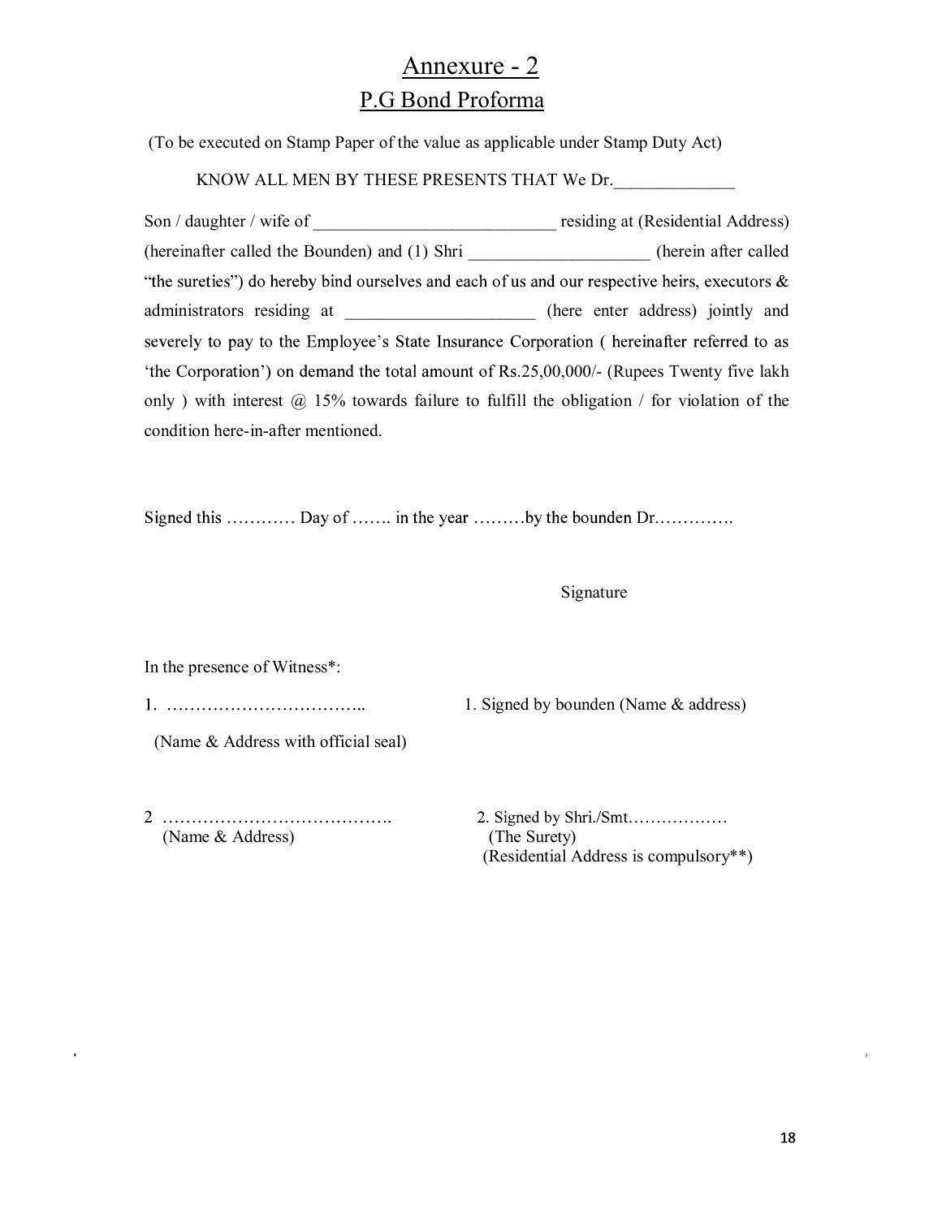# Annexure - 2

## P.G Bond Proforma

(To be executed on Stamp Paper of the value as applicable under Stamp Duty Act)

KNOW ALL MEN BY THESE PRESENTS THAT We Dr.______________

Son / daughter / wife of ____________________________ residing at (Residential Address) (hereinafter called the Bounden) and (1) Shri _____________________ (herein after called "the sureties") do hereby bind ourselves and each of us and our respective heirs, executors & administrators residing at ______________________ (here enter address) jointly and severely to pay to the Employee's State Insurance Corporation ( hereinafter referred to as 'the Corporation') on demand the total amount of Rs.25,00,000/- (Rupees Twenty five lakh only ) with interest @ 15% towards failure to fulfill the obligation / for violation of the condition here-in-after mentioned.

Signed this ………… Day of ……. in the year ………by the bounden Dr………….

Signature

In the presence of Witness*:

1. ……………………………..  
(Name & Address with official seal)

1. Signed by bounden (Name & address)

2 ………………………………….  
(Name & Address)

2. Signed by Shri./Smt………………  
(The Surety)  
(Residential Address is compulsory**)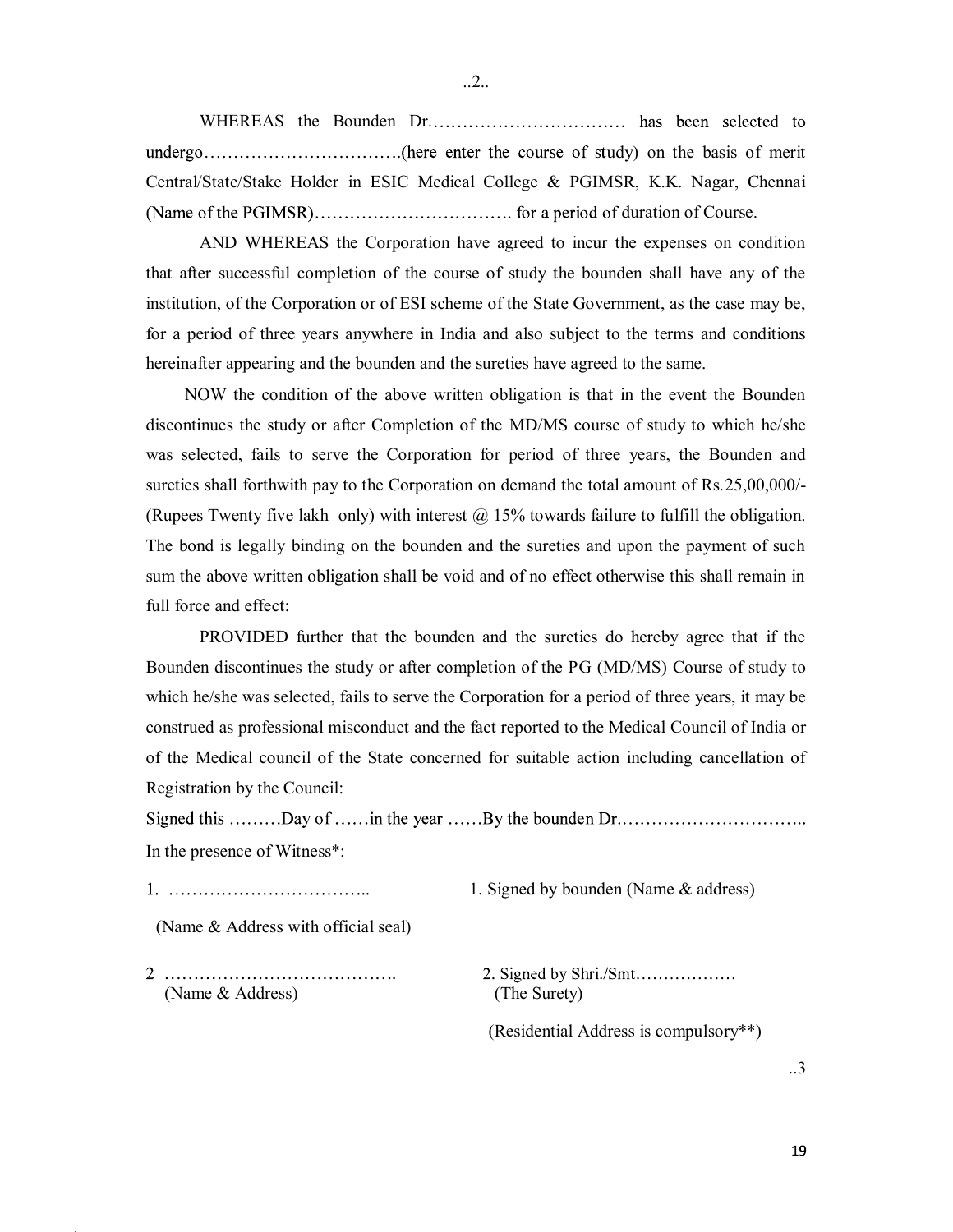WHEREAS the Bounden Dr…………………………… has been selected to undergo…………………………….(here enter the course of study) on the basis of merit Central/State/Stake Holder in ESIC Medical College & PGIMSR, K.K. Nagar, Chennai (Name of the PGIMSR)……………………………. for a period of duration of Course.

AND WHEREAS the Corporation have agreed to incur the expenses on condition that after successful completion of the course of study the bounden shall have any of the institution, of the Corporation or of ESI scheme of the State Government, as the case may be, for a period of three years anywhere in India and also subject to the terms and conditions hereinafter appearing and the bounden and the sureties have agreed to the same.

NOW the condition of the above written obligation is that in the event the Bounden discontinues the study or after Completion of the MD/MS course of study to which he/she was selected, fails to serve the Corporation for period of three years, the Bounden and sureties shall forthwith pay to the Corporation on demand the total amount of Rs.25,00,000/- (Rupees Twenty five lakh only) with interest @ 15% towards failure to fulfill the obligation. The bond is legally binding on the bounden and the sureties and upon the payment of such sum the above written obligation shall be void and of no effect otherwise this shall remain in full force and effect:

PROVIDED further that the bounden and the sureties do hereby agree that if the Bounden discontinues the study or after completion of the PG (MD/MS) Course of study to which he/she was selected, fails to serve the Corporation for a period of three years, it may be construed as professional misconduct and the fact reported to the Medical Council of India or of the Medical council of the State concerned for suitable action including cancellation of Registration by the Council:

Signed this ………Day of ……in the year ……By the bounden Dr…………………………..

In the presence of Witness*:

1. …………………………….. (Name & Address with official seal)

1. Signed by bounden (Name & address)

2 …………………………………. (Name & Address)

2. Signed by Shri./Smt……………… (The Surety)

(Residential Address is compulsory**)

..3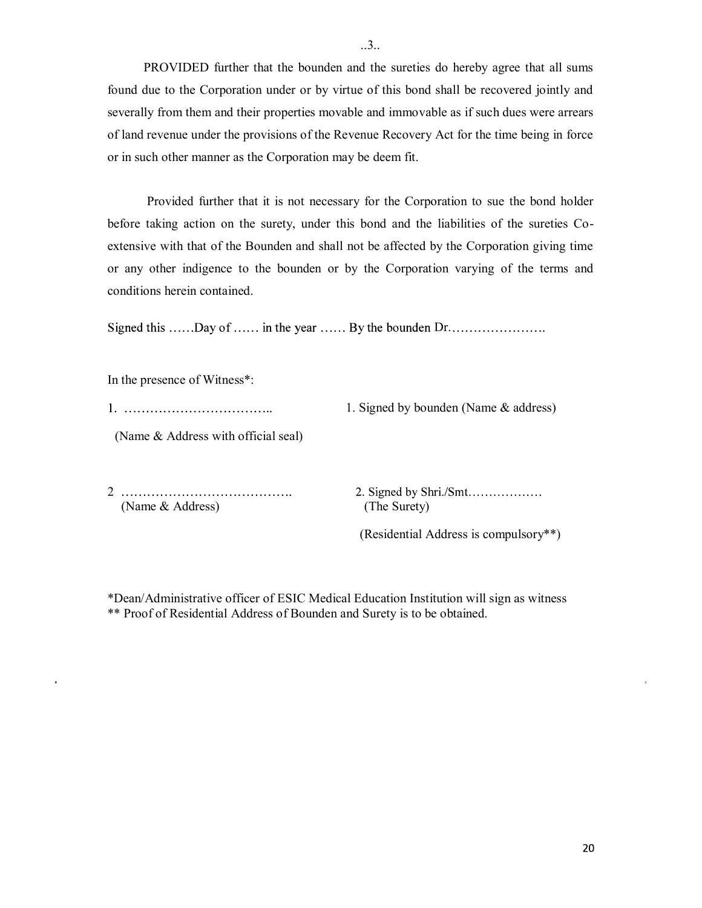PROVIDED further that the bounden and the sureties do hereby agree that all sums found due to the Corporation under or by virtue of this bond shall be recovered jointly and severally from them and their properties movable and immovable as if such dues were arrears of land revenue under the provisions of the Revenue Recovery Act for the time being in force or in such other manner as the Corporation may be deem fit.

Provided further that it is not necessary for the Corporation to sue the bond holder before taking action on the surety, under this bond and the liabilities of the sureties Co-extensive with that of the Bounden and shall not be affected by the Corporation giving time or any other indigence to the bounden or by the Corporation varying of the terms and conditions herein contained.

Signed this ……Day of …… in the year …… By the bounden Dr…………………….

In the presence of Witness*:

| | |
|---|---|
| 1. …………………………….. (Name & Address with official seal) | 1. Signed by bounden (Name & address) |
| 2 …………………………………. (Name & Address) | 2. Signed by Shri./Smt……………… (The Surety) (Residential Address is compulsory**) |

*Dean/Administrative officer of ESIC Medical Education Institution will sign as witness
** Proof of Residential Address of Bounden and Surety is to be obtained.